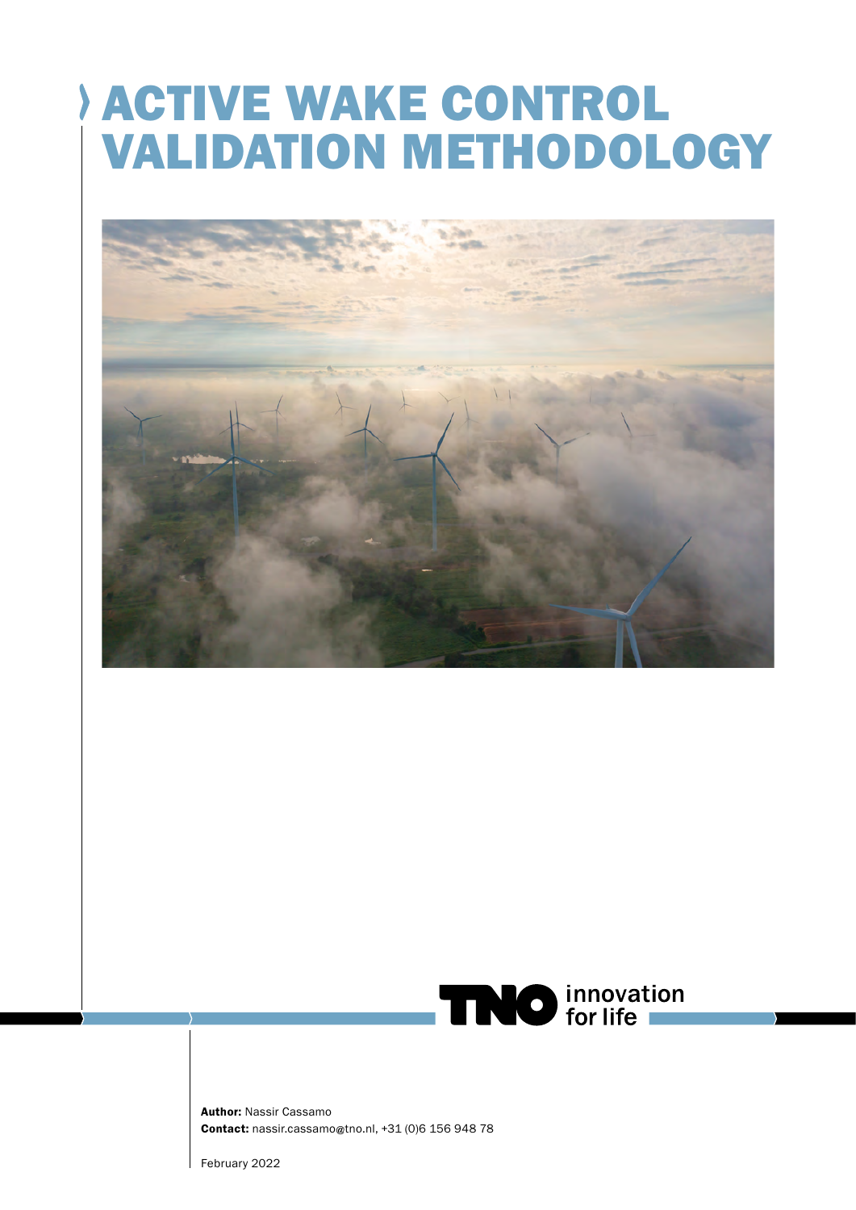# ACTIVE WAKE CONTROL VALIDATION METHODOLOGY

TNO innovation for life

**Author:** Nassir Cassamo
**Contact:** nassir.cassamo@tno.nl, +31 (0)6 156 948 78

February 2022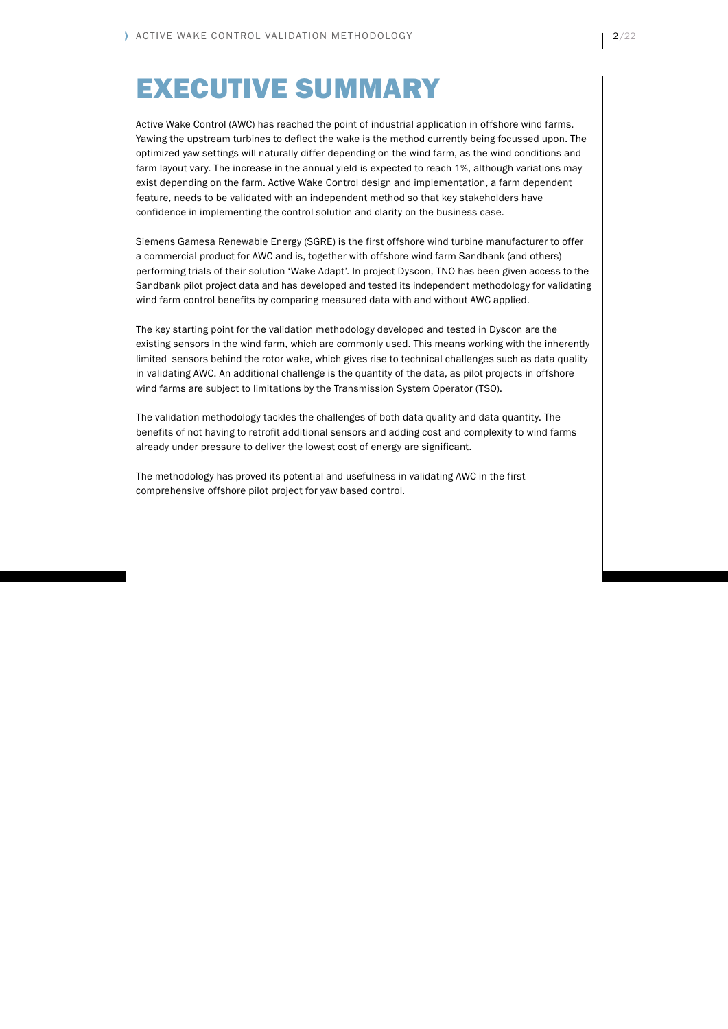# EXECUTIVE SUMMARY

Active Wake Control (AWC) has reached the point of industrial application in offshore wind farms. Yawing the upstream turbines to deflect the wake is the method currently being focussed upon. The optimized yaw settings will naturally differ depending on the wind farm, as the wind conditions and farm layout vary. The increase in the annual yield is expected to reach 1%, although variations may exist depending on the farm. Active Wake Control design and implementation, a farm dependent feature, needs to be validated with an independent method so that key stakeholders have confidence in implementing the control solution and clarity on the business case.

Siemens Gamesa Renewable Energy (SGRE) is the first offshore wind turbine manufacturer to offer a commercial product for AWC and is, together with offshore wind farm Sandbank (and others) performing trials of their solution 'Wake Adapt'. In project Dyscon, TNO has been given access to the Sandbank pilot project data and has developed and tested its independent methodology for validating wind farm control benefits by comparing measured data with and without AWC applied.

The key starting point for the validation methodology developed and tested in Dyscon are the existing sensors in the wind farm, which are commonly used. This means working with the inherently limited sensors behind the rotor wake, which gives rise to technical challenges such as data quality in validating AWC. An additional challenge is the quantity of the data, as pilot projects in offshore wind farms are subject to limitations by the Transmission System Operator (TSO).

The validation methodology tackles the challenges of both data quality and data quantity. The benefits of not having to retrofit additional sensors and adding cost and complexity to wind farms already under pressure to deliver the lowest cost of energy are significant.

The methodology has proved its potential and usefulness in validating AWC in the first comprehensive offshore pilot project for yaw based control.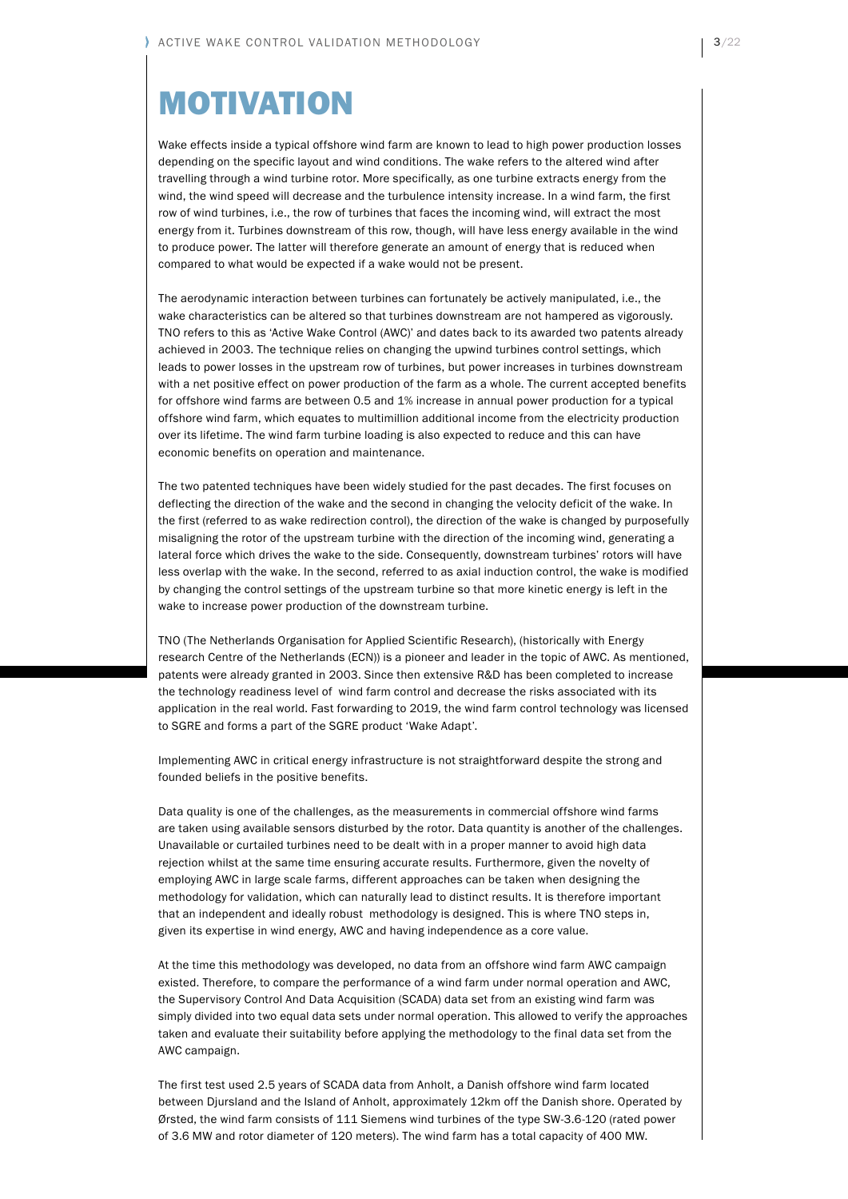# MOTIVATION

Wake effects inside a typical offshore wind farm are known to lead to high power production losses depending on the specific layout and wind conditions. The wake refers to the altered wind after travelling through a wind turbine rotor. More specifically, as one turbine extracts energy from the wind, the wind speed will decrease and the turbulence intensity increase. In a wind farm, the first row of wind turbines, i.e., the row of turbines that faces the incoming wind, will extract the most energy from it. Turbines downstream of this row, though, will have less energy available in the wind to produce power. The latter will therefore generate an amount of energy that is reduced when compared to what would be expected if a wake would not be present.

The aerodynamic interaction between turbines can fortunately be actively manipulated, i.e., the wake characteristics can be altered so that turbines downstream are not hampered as vigorously. TNO refers to this as 'Active Wake Control (AWC)' and dates back to its awarded two patents already achieved in 2003. The technique relies on changing the upwind turbines control settings, which leads to power losses in the upstream row of turbines, but power increases in turbines downstream with a net positive effect on power production of the farm as a whole. The current accepted benefits for offshore wind farms are between 0.5 and 1% increase in annual power production for a typical offshore wind farm, which equates to multimillion additional income from the electricity production over its lifetime. The wind farm turbine loading is also expected to reduce and this can have economic benefits on operation and maintenance.

The two patented techniques have been widely studied for the past decades. The first focuses on deflecting the direction of the wake and the second in changing the velocity deficit of the wake. In the first (referred to as wake redirection control), the direction of the wake is changed by purposefully misaligning the rotor of the upstream turbine with the direction of the incoming wind, generating a lateral force which drives the wake to the side. Consequently, downstream turbines' rotors will have less overlap with the wake. In the second, referred to as axial induction control, the wake is modified by changing the control settings of the upstream turbine so that more kinetic energy is left in the wake to increase power production of the downstream turbine.

TNO (The Netherlands Organisation for Applied Scientific Research), (historically with Energy research Centre of the Netherlands (ECN)) is a pioneer and leader in the topic of AWC. As mentioned, patents were already granted in 2003. Since then extensive R&D has been completed to increase the technology readiness level of wind farm control and decrease the risks associated with its application in the real world. Fast forwarding to 2019, the wind farm control technology was licensed to SGRE and forms a part of the SGRE product 'Wake Adapt'.

Implementing AWC in critical energy infrastructure is not straightforward despite the strong and founded beliefs in the positive benefits.

Data quality is one of the challenges, as the measurements in commercial offshore wind farms are taken using available sensors disturbed by the rotor. Data quantity is another of the challenges. Unavailable or curtailed turbines need to be dealt with in a proper manner to avoid high data rejection whilst at the same time ensuring accurate results. Furthermore, given the novelty of employing AWC in large scale farms, different approaches can be taken when designing the methodology for validation, which can naturally lead to distinct results. It is therefore important that an independent and ideally robust methodology is designed. This is where TNO steps in, given its expertise in wind energy, AWC and having independence as a core value.

At the time this methodology was developed, no data from an offshore wind farm AWC campaign existed. Therefore, to compare the performance of a wind farm under normal operation and AWC, the Supervisory Control And Data Acquisition (SCADA) data set from an existing wind farm was simply divided into two equal data sets under normal operation. This allowed to verify the approaches taken and evaluate their suitability before applying the methodology to the final data set from the AWC campaign.

The first test used 2.5 years of SCADA data from Anholt, a Danish offshore wind farm located between Djursland and the Island of Anholt, approximately 12km off the Danish shore. Operated by Ørsted, the wind farm consists of 111 Siemens wind turbines of the type SW-3.6-120 (rated power of 3.6 MW and rotor diameter of 120 meters). The wind farm has a total capacity of 400 MW.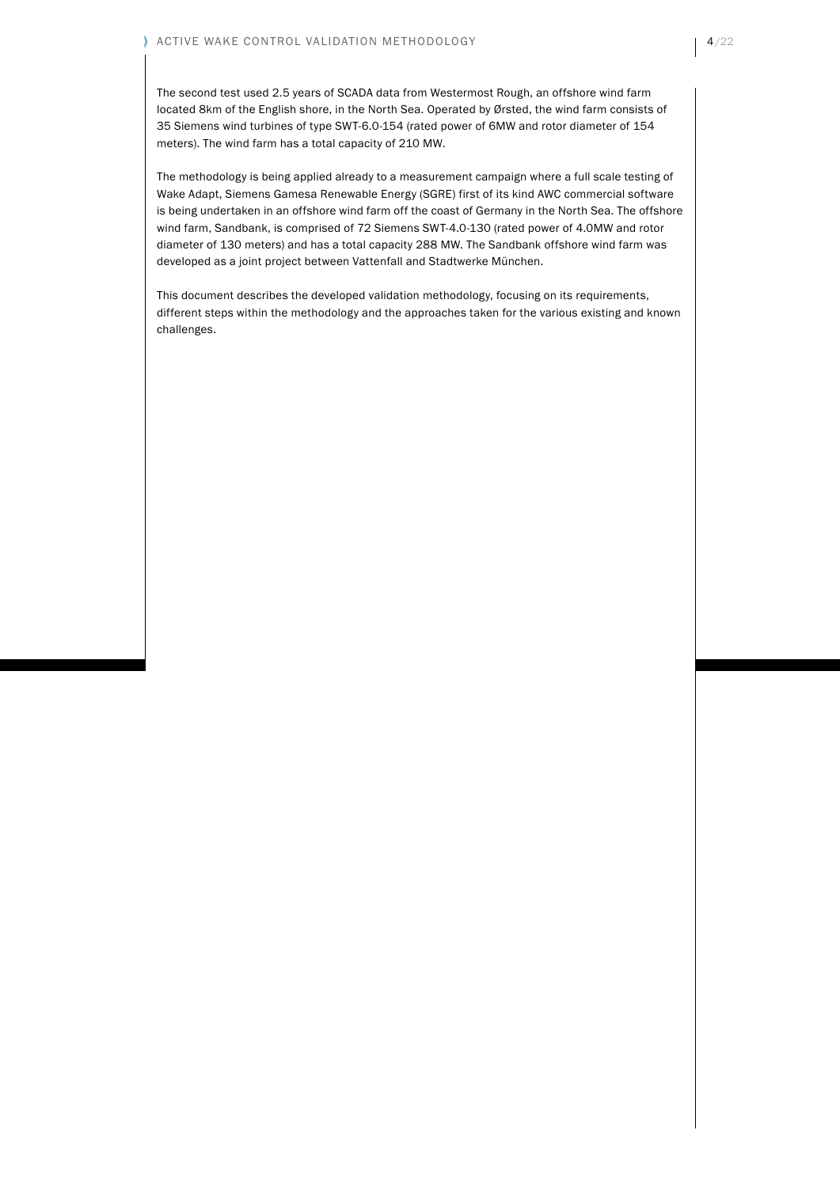The second test used 2.5 years of SCADA data from Westermost Rough, an offshore wind farm located 8km of the English shore, in the North Sea. Operated by Ørsted, the wind farm consists of 35 Siemens wind turbines of type SWT-6.0-154 (rated power of 6MW and rotor diameter of 154 meters). The wind farm has a total capacity of 210 MW.

The methodology is being applied already to a measurement campaign where a full scale testing of Wake Adapt, Siemens Gamesa Renewable Energy (SGRE) first of its kind AWC commercial software is being undertaken in an offshore wind farm off the coast of Germany in the North Sea. The offshore wind farm, Sandbank, is comprised of 72 Siemens SWT-4.0-130 (rated power of 4.0MW and rotor diameter of 130 meters) and has a total capacity 288 MW. The Sandbank offshore wind farm was developed as a joint project between Vattenfall and Stadtwerke München.

This document describes the developed validation methodology, focusing on its requirements, different steps within the methodology and the approaches taken for the various existing and known challenges.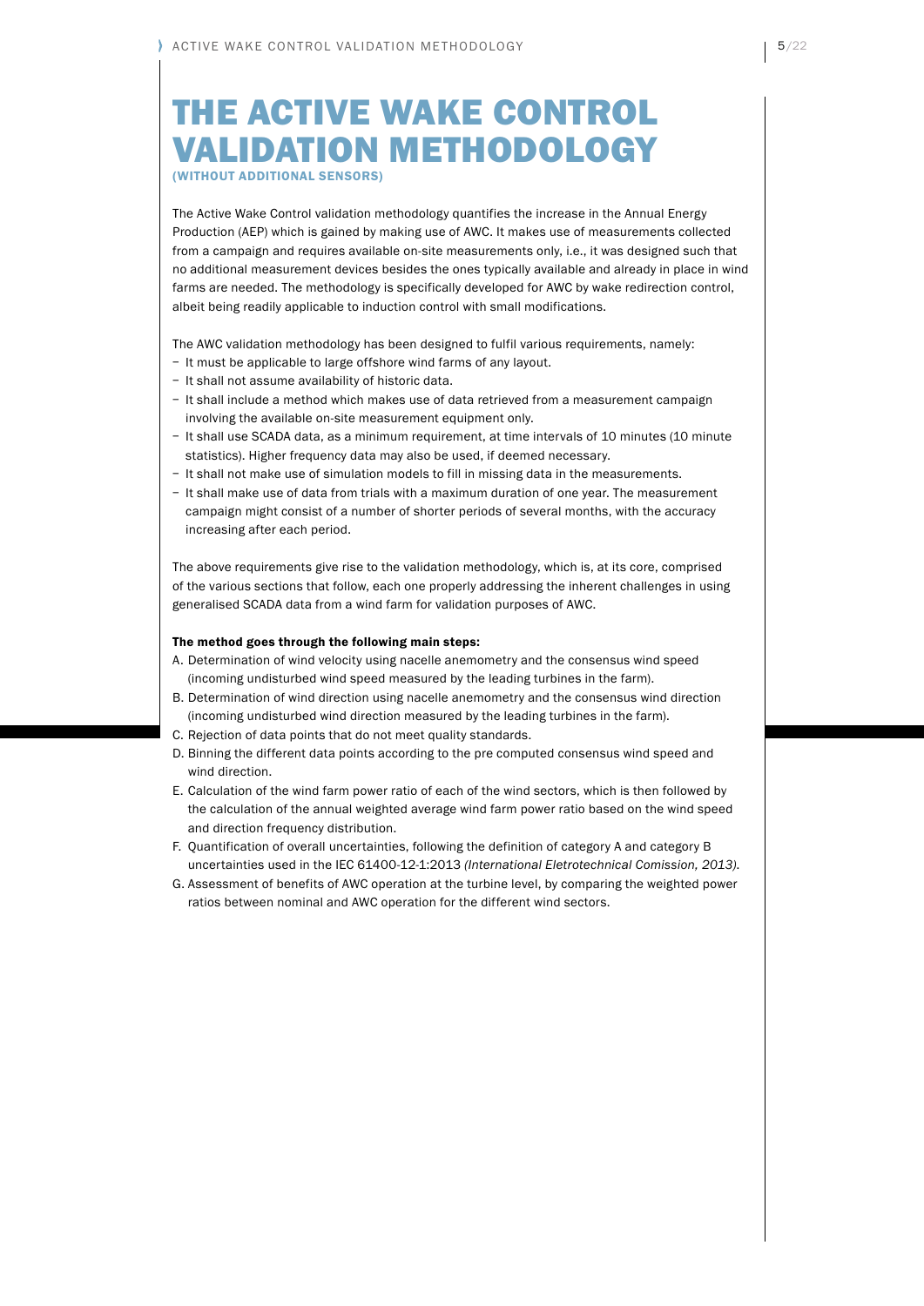# THE ACTIVE WAKE CONTROL VALIDATION METHODOLOGY

**(WITHOUT ADDITIONAL SENSORS)**

The Active Wake Control validation methodology quantifies the increase in the Annual Energy Production (AEP) which is gained by making use of AWC. It makes use of measurements collected from a campaign and requires available on-site measurements only, i.e., it was designed such that no additional measurement devices besides the ones typically available and already in place in wind farms are needed. The methodology is specifically developed for AWC by wake redirection control, albeit being readily applicable to induction control with small modifications.

The AWC validation methodology has been designed to fulfil various requirements, namely:

- It must be applicable to large offshore wind farms of any layout.
- It shall not assume availability of historic data.
- It shall include a method which makes use of data retrieved from a measurement campaign involving the available on-site measurement equipment only.
- It shall use SCADA data, as a minimum requirement, at time intervals of 10 minutes (10 minute statistics). Higher frequency data may also be used, if deemed necessary.
- It shall not make use of simulation models to fill in missing data in the measurements.
- It shall make use of data from trials with a maximum duration of one year. The measurement campaign might consist of a number of shorter periods of several months, with the accuracy increasing after each period.

The above requirements give rise to the validation methodology, which is, at its core, comprised of the various sections that follow, each one properly addressing the inherent challenges in using generalised SCADA data from a wind farm for validation purposes of AWC.

**The method goes through the following main steps:**

A. Determination of wind velocity using nacelle anemometry and the consensus wind speed (incoming undisturbed wind speed measured by the leading turbines in the farm).
B. Determination of wind direction using nacelle anemometry and the consensus wind direction (incoming undisturbed wind direction measured by the leading turbines in the farm).
C. Rejection of data points that do not meet quality standards.
D. Binning the different data points according to the pre computed consensus wind speed and wind direction.
E. Calculation of the wind farm power ratio of each of the wind sectors, which is then followed by the calculation of the annual weighted average wind farm power ratio based on the wind speed and direction frequency distribution.
F. Quantification of overall uncertainties, following the definition of category A and category B uncertainties used in the IEC 61400-12-1:2013 *(International Eletrotechnical Comission, 2013)*.
G. Assessment of benefits of AWC operation at the turbine level, by comparing the weighted power ratios between nominal and AWC operation for the different wind sectors.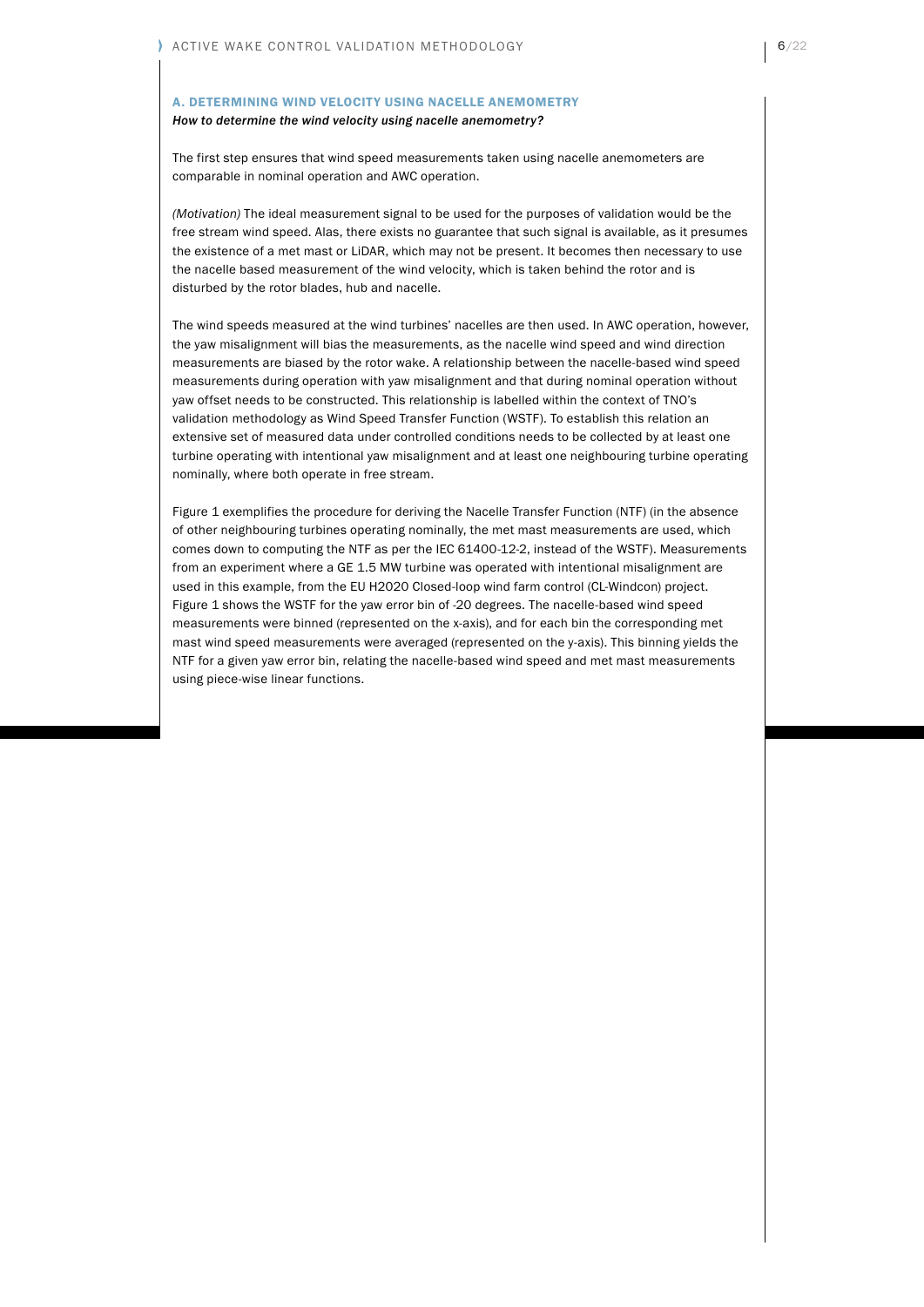### A. DETERMINING WIND VELOCITY USING NACELLE ANEMOMETRY

*How to determine the wind velocity using nacelle anemometry?*

The first step ensures that wind speed measurements taken using nacelle anemometers are comparable in nominal operation and AWC operation.

*(Motivation)* The ideal measurement signal to be used for the purposes of validation would be the free stream wind speed. Alas, there exists no guarantee that such signal is available, as it presumes the existence of a met mast or LiDAR, which may not be present. It becomes then necessary to use the nacelle based measurement of the wind velocity, which is taken behind the rotor and is disturbed by the rotor blades, hub and nacelle.

The wind speeds measured at the wind turbines' nacelles are then used. In AWC operation, however, the yaw misalignment will bias the measurements, as the nacelle wind speed and wind direction measurements are biased by the rotor wake. A relationship between the nacelle-based wind speed measurements during operation with yaw misalignment and that during nominal operation without yaw offset needs to be constructed. This relationship is labelled within the context of TNO's validation methodology as Wind Speed Transfer Function (WSTF). To establish this relation an extensive set of measured data under controlled conditions needs to be collected by at least one turbine operating with intentional yaw misalignment and at least one neighbouring turbine operating nominally, where both operate in free stream.

Figure 1 exemplifies the procedure for deriving the Nacelle Transfer Function (NTF) (in the absence of other neighbouring turbines operating nominally, the met mast measurements are used, which comes down to computing the NTF as per the IEC 61400-12-2, instead of the WSTF). Measurements from an experiment where a GE 1.5 MW turbine was operated with intentional misalignment are used in this example, from the EU H2020 Closed-loop wind farm control (CL-Windcon) project. Figure 1 shows the WSTF for the yaw error bin of -20 degrees. The nacelle-based wind speed measurements were binned (represented on the x-axis), and for each bin the corresponding met mast wind speed measurements were averaged (represented on the y-axis). This binning yields the NTF for a given yaw error bin, relating the nacelle-based wind speed and met mast measurements using piece-wise linear functions.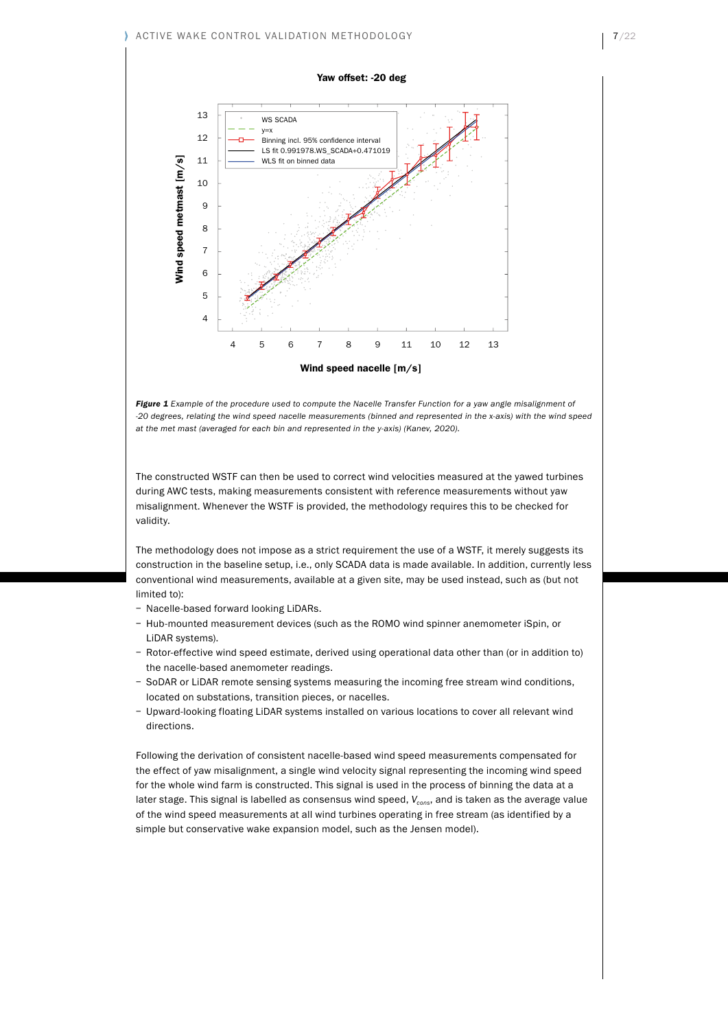Figure 1 *Example of the procedure used to compute the Nacelle Transfer Function for a yaw angle misalignment of -20 degrees, relating the wind speed nacelle measurements (binned and represented in the x-axis) with the wind speed at the met mast (averaged for each bin and represented in the y-axis) (Kanev, 2020).*

The constructed WSTF can then be used to correct wind velocities measured at the yawed turbines during AWC tests, making measurements consistent with reference measurements without yaw misalignment. Whenever the WSTF is provided, the methodology requires this to be checked for validity.

The methodology does not impose as a strict requirement the use of a WSTF, it merely suggests its construction in the baseline setup, i.e., only SCADA data is made available. In addition, currently less conventional wind measurements, available at a given site, may be used instead, such as (but not limited to):

- Nacelle-based forward looking LiDARs.
- Hub-mounted measurement devices (such as the ROMO wind spinner anemometer iSpin, or LiDAR systems).
- Rotor-effective wind speed estimate, derived using operational data other than (or in addition to) the nacelle-based anemometer readings.
- SoDAR or LiDAR remote sensing systems measuring the incoming free stream wind conditions, located on substations, transition pieces, or nacelles.
- Upward-looking floating LiDAR systems installed on various locations to cover all relevant wind directions.

Following the derivation of consistent nacelle-based wind speed measurements compensated for the effect of yaw misalignment, a single wind velocity signal representing the incoming wind speed for the whole wind farm is constructed. This signal is used in the process of binning the data at a later stage. This signal is labelled as consensus wind speed, $V_{cons}$, and is taken as the average value of the wind speed measurements at all wind turbines operating in free stream (as identified by a simple but conservative wake expansion model, such as the Jensen model).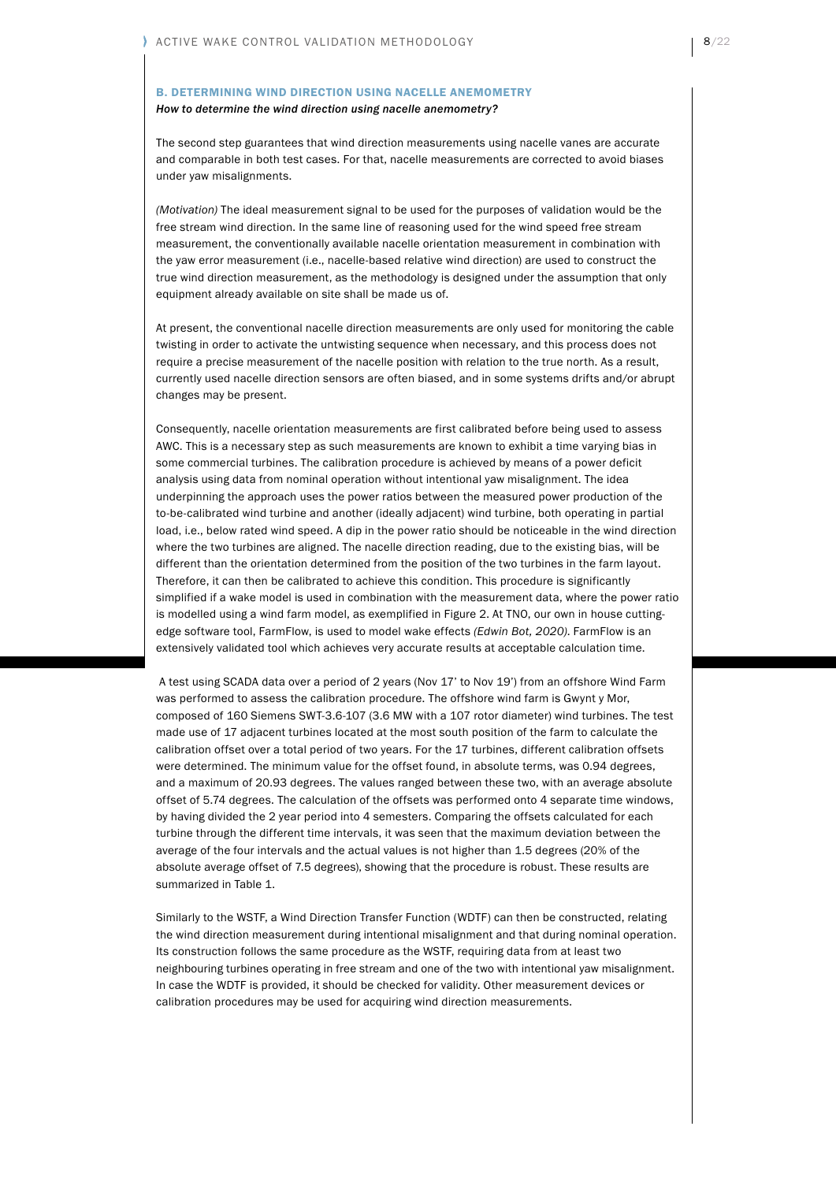### B. DETERMINING WIND DIRECTION USING NACELLE ANEMOMETRY

*How to determine the wind direction using nacelle anemometry?*

The second step guarantees that wind direction measurements using nacelle vanes are accurate and comparable in both test cases. For that, nacelle measurements are corrected to avoid biases under yaw misalignments.

*(Motivation)* The ideal measurement signal to be used for the purposes of validation would be the free stream wind direction. In the same line of reasoning used for the wind speed free stream measurement, the conventionally available nacelle orientation measurement in combination with the yaw error measurement (i.e., nacelle-based relative wind direction) are used to construct the true wind direction measurement, as the methodology is designed under the assumption that only equipment already available on site shall be made us of.

At present, the conventional nacelle direction measurements are only used for monitoring the cable twisting in order to activate the untwisting sequence when necessary, and this process does not require a precise measurement of the nacelle position with relation to the true north. As a result, currently used nacelle direction sensors are often biased, and in some systems drifts and/or abrupt changes may be present.

Consequently, nacelle orientation measurements are first calibrated before being used to assess AWC. This is a necessary step as such measurements are known to exhibit a time varying bias in some commercial turbines. The calibration procedure is achieved by means of a power deficit analysis using data from nominal operation without intentional yaw misalignment. The idea underpinning the approach uses the power ratios between the measured power production of the to-be-calibrated wind turbine and another (ideally adjacent) wind turbine, both operating in partial load, i.e., below rated wind speed. A dip in the power ratio should be noticeable in the wind direction where the two turbines are aligned. The nacelle direction reading, due to the existing bias, will be different than the orientation determined from the position of the two turbines in the farm layout. Therefore, it can then be calibrated to achieve this condition. This procedure is significantly simplified if a wake model is used in combination with the measurement data, where the power ratio is modelled using a wind farm model, as exemplified in Figure 2. At TNO, our own in house cutting-edge software tool, FarmFlow, is used to model wake effects *(Edwin Bot, 2020)*. FarmFlow is an extensively validated tool which achieves very accurate results at acceptable calculation time.

A test using SCADA data over a period of 2 years (Nov 17' to Nov 19') from an offshore Wind Farm was performed to assess the calibration procedure. The offshore wind farm is Gwynt y Mor, composed of 160 Siemens SWT-3.6-107 (3.6 MW with a 107 rotor diameter) wind turbines. The test made use of 17 adjacent turbines located at the most south position of the farm to calculate the calibration offset over a total period of two years. For the 17 turbines, different calibration offsets were determined. The minimum value for the offset found, in absolute terms, was 0.94 degrees, and a maximum of 20.93 degrees. The values ranged between these two, with an average absolute offset of 5.74 degrees. The calculation of the offsets was performed onto 4 separate time windows, by having divided the 2 year period into 4 semesters. Comparing the offsets calculated for each turbine through the different time intervals, it was seen that the maximum deviation between the average of the four intervals and the actual values is not higher than 1.5 degrees (20% of the absolute average offset of 7.5 degrees), showing that the procedure is robust. These results are summarized in Table 1.

Similarly to the WSTF, a Wind Direction Transfer Function (WDTF) can then be constructed, relating the wind direction measurement during intentional misalignment and that during nominal operation. Its construction follows the same procedure as the WSTF, requiring data from at least two neighbouring turbines operating in free stream and one of the two with intentional yaw misalignment. In case the WDTF is provided, it should be checked for validity. Other measurement devices or calibration procedures may be used for acquiring wind direction measurements.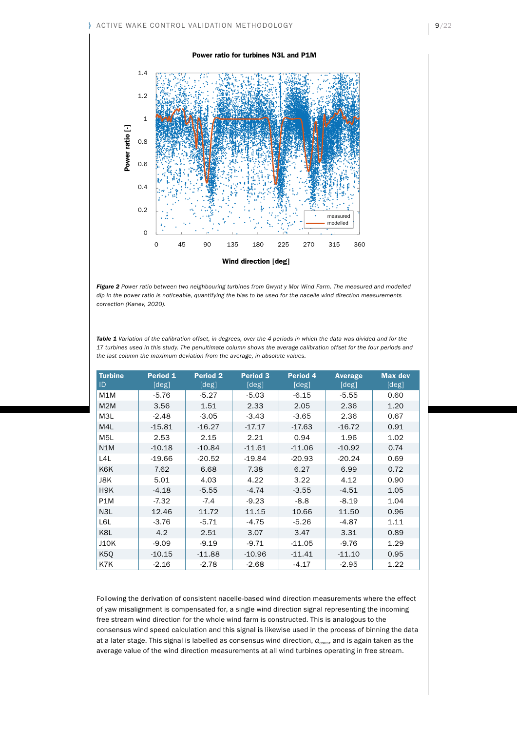*Figure 2* *Power ratio between two neighbouring turbines from Gwynt y Mor Wind Farm. The measured and modelled dip in the power ratio is noticeable, quantifying the bias to be used for the nacelle wind direction measurements correction (Kanev, 2020).*

*Table 1* *Variation of the calibration offset, in degrees, over the 4 periods in which the data was divided and for the 17 turbines used in this study. The penultimate column shows the average calibration offset for the four periods and the last column the maximum deviation from the average, in absolute values.*

| Turbine ID | Period 1 [deg] | Period 2 [deg] | Period 3 [deg] | Period 4 [deg] | Average [deg] | Max dev [deg] |
|---|---|---|---|---|---|---|
| M1M | -5.76 | -5.27 | -5.03 | -6.15 | -5.55 | 0.60 |
| M2M | 3.56 | 1.51 | 2.33 | 2.05 | 2.36 | 1.20 |
| M3L | -2.48 | -3.05 | -3.43 | -3.65 | 2.36 | 0.67 |
| M4L | -15.81 | -16.27 | -17.17 | -17.63 | -16.72 | 0.91 |
| M5L | 2.53 | 2.15 | 2.21 | 0.94 | 1.96 | 1.02 |
| N1M | -10.18 | -10.84 | -11.61 | -11.06 | -10.92 | 0.74 |
| L4L | -19.66 | -20.52 | -19.84 | -20.93 | -20.24 | 0.69 |
| K6K | 7.62 | 6.68 | 7.38 | 6.27 | 6.99 | 0.72 |
| J8K | 5.01 | 4.03 | 4.22 | 3.22 | 4.12 | 0.90 |
| H9K | -4.18 | -5.55 | -4.74 | -3.55 | -4.51 | 1.05 |
| P1M | -7.32 | -7.4 | -9.23 | -8.8 | -8.19 | 1.04 |
| N3L | 12.46 | 11.72 | 11.15 | 10.66 | 11.50 | 0.96 |
| L6L | -3.76 | -5.71 | -4.75 | -5.26 | -4.87 | 1.11 |
| K8L | 4.2 | 2.51 | 3.07 | 3.47 | 3.31 | 0.89 |
| J10K | -9.09 | -9.19 | -9.71 | -11.05 | -9.76 | 1.29 |
| K5Q | -10.15 | -11.88 | -10.96 | -11.41 | -11.10 | 0.95 |
| K7K | -2.16 | -2.78 | -2.68 | -4.17 | -2.95 | 1.22 |

Following the derivation of consistent nacelle-based wind direction measurements where the effect of yaw misalignment is compensated for, a single wind direction signal representing the incoming free stream wind direction for the whole wind farm is constructed. This is analogous to the consensus wind speed calculation and this signal is likewise used in the process of binning the data at a later stage. This signal is labelled as consensus wind direction, $\alpha_{cons}$, and is again taken as the average value of the wind direction measurements at all wind turbines operating in free stream.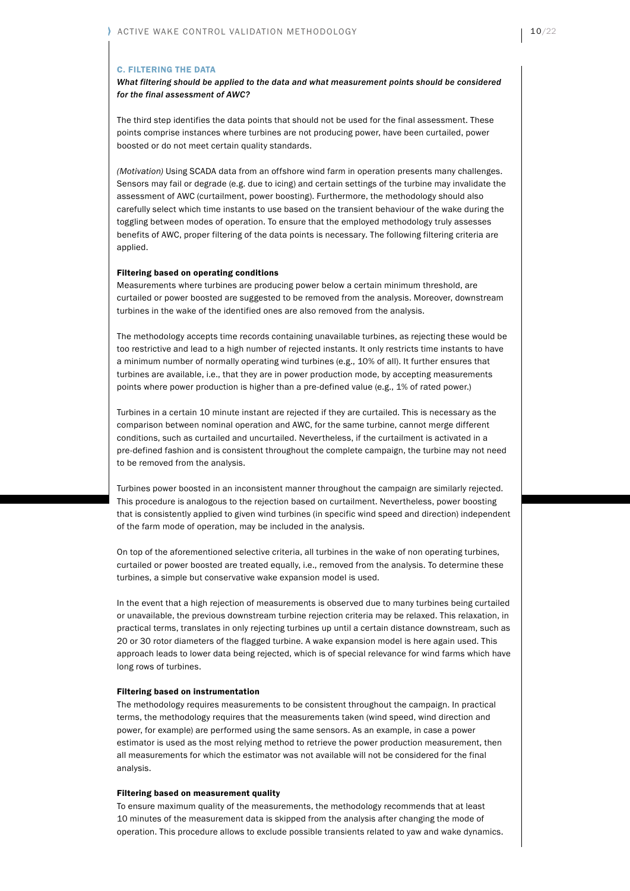### C. FILTERING THE DATA

*What filtering should be applied to the data and what measurement points should be considered for the final assessment of AWC?*

The third step identifies the data points that should not be used for the final assessment. These points comprise instances where turbines are not producing power, have been curtailed, power boosted or do not meet certain quality standards.

*(Motivation)* Using SCADA data from an offshore wind farm in operation presents many challenges. Sensors may fail or degrade (e.g. due to icing) and certain settings of the turbine may invalidate the assessment of AWC (curtailment, power boosting). Furthermore, the methodology should also carefully select which time instants to use based on the transient behaviour of the wake during the toggling between modes of operation. To ensure that the employed methodology truly assesses benefits of AWC, proper filtering of the data points is necessary. The following filtering criteria are applied.

#### Filtering based on operating conditions

Measurements where turbines are producing power below a certain minimum threshold, are curtailed or power boosted are suggested to be removed from the analysis. Moreover, downstream turbines in the wake of the identified ones are also removed from the analysis.

The methodology accepts time records containing unavailable turbines, as rejecting these would be too restrictive and lead to a high number of rejected instants. It only restricts time instants to have a minimum number of normally operating wind turbines (e.g., 10% of all). It further ensures that turbines are available, i.e., that they are in power production mode, by accepting measurements points where power production is higher than a pre-defined value (e.g., 1% of rated power.)

Turbines in a certain 10 minute instant are rejected if they are curtailed. This is necessary as the comparison between nominal operation and AWC, for the same turbine, cannot merge different conditions, such as curtailed and uncurtailed. Nevertheless, if the curtailment is activated in a pre-defined fashion and is consistent throughout the complete campaign, the turbine may not need to be removed from the analysis.

Turbines power boosted in an inconsistent manner throughout the campaign are similarly rejected. This procedure is analogous to the rejection based on curtailment. Nevertheless, power boosting that is consistently applied to given wind turbines (in specific wind speed and direction) independent of the farm mode of operation, may be included in the analysis.

On top of the aforementioned selective criteria, all turbines in the wake of non operating turbines, curtailed or power boosted are treated equally, i.e., removed from the analysis. To determine these turbines, a simple but conservative wake expansion model is used.

In the event that a high rejection of measurements is observed due to many turbines being curtailed or unavailable, the previous downstream turbine rejection criteria may be relaxed. This relaxation, in practical terms, translates in only rejecting turbines up until a certain distance downstream, such as 20 or 30 rotor diameters of the flagged turbine. A wake expansion model is here again used. This approach leads to lower data being rejected, which is of special relevance for wind farms which have long rows of turbines.

#### Filtering based on instrumentation

The methodology requires measurements to be consistent throughout the campaign. In practical terms, the methodology requires that the measurements taken (wind speed, wind direction and power, for example) are performed using the same sensors. As an example, in case a power estimator is used as the most relying method to retrieve the power production measurement, then all measurements for which the estimator was not available will not be considered for the final analysis.

#### Filtering based on measurement quality

To ensure maximum quality of the measurements, the methodology recommends that at least 10 minutes of the measurement data is skipped from the analysis after changing the mode of operation. This procedure allows to exclude possible transients related to yaw and wake dynamics.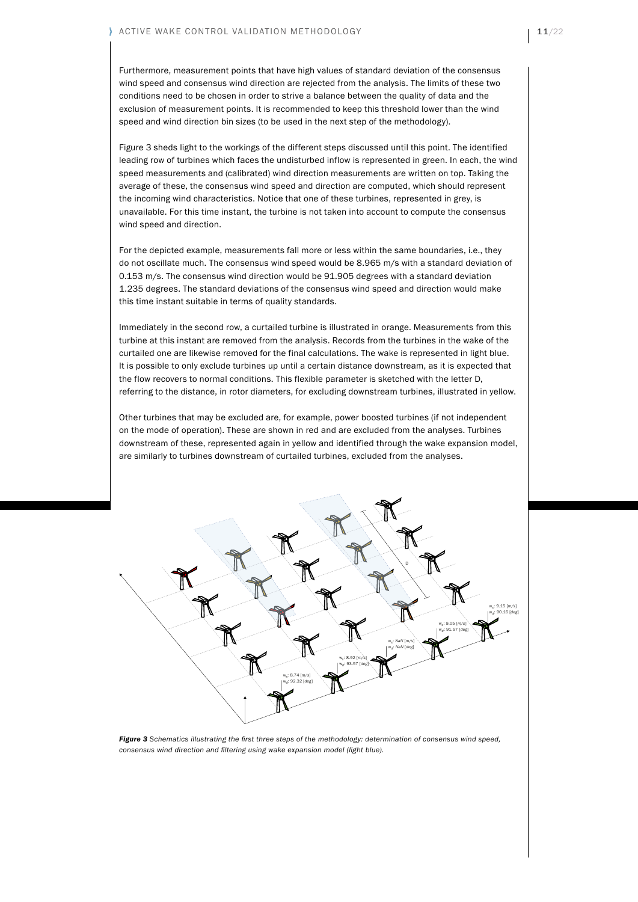Furthermore, measurement points that have high values of standard deviation of the consensus wind speed and consensus wind direction are rejected from the analysis. The limits of these two conditions need to be chosen in order to strive a balance between the quality of data and the exclusion of measurement points. It is recommended to keep this threshold lower than the wind speed and wind direction bin sizes (to be used in the next step of the methodology).

Figure 3 sheds light to the workings of the different steps discussed until this point. The identified leading row of turbines which faces the undisturbed inflow is represented in green. In each, the wind speed measurements and (calibrated) wind direction measurements are written on top. Taking the average of these, the consensus wind speed and direction are computed, which should represent the incoming wind characteristics. Notice that one of these turbines, represented in grey, is unavailable. For this time instant, the turbine is not taken into account to compute the consensus wind speed and direction.

For the depicted example, measurements fall more or less within the same boundaries, i.e., they do not oscillate much. The consensus wind speed would be 8.965 m/s with a standard deviation of 0.153 m/s. The consensus wind direction would be 91.905 degrees with a standard deviation 1.235 degrees. The standard deviations of the consensus wind speed and direction would make this time instant suitable in terms of quality standards.

Immediately in the second row, a curtailed turbine is illustrated in orange. Measurements from this turbine at this instant are removed from the analysis. Records from the turbines in the wake of the curtailed one are likewise removed for the final calculations. The wake is represented in light blue. It is possible to only exclude turbines up until a certain distance downstream, as it is expected that the flow recovers to normal conditions. This flexible parameter is sketched with the letter D, referring to the distance, in rotor diameters, for excluding downstream turbines, illustrated in yellow.

Other turbines that may be excluded are, for example, power boosted turbines (if not independent on the mode of operation). These are shown in red and are excluded from the analyses. Turbines downstream of these, represented again in yellow and identified through the wake expansion model, are similarly to turbines downstream of curtailed turbines, excluded from the analyses.

***Figure 3*** *Schematics illustrating the first three steps of the methodology: determination of consensus wind speed, consensus wind direction and filtering using wake expansion model (light blue).*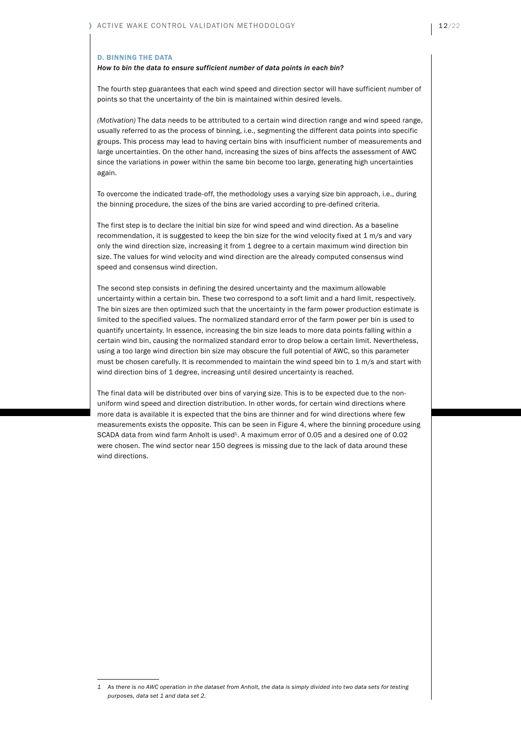### D. BINNING THE DATA

*How to bin the data to ensure sufficient number of data points in each bin?*

The fourth step guarantees that each wind speed and direction sector will have sufficient number of points so that the uncertainty of the bin is maintained within desired levels.

*(Motivation)* The data needs to be attributed to a certain wind direction range and wind speed range, usually referred to as the process of binning, i.e., segmenting the different data points into specific groups. This process may lead to having certain bins with insufficient number of measurements and large uncertainties. On the other hand, increasing the sizes of bins affects the assessment of AWC since the variations in power within the same bin become too large, generating high uncertainties again.

To overcome the indicated trade-off, the methodology uses a varying size bin approach, i.e., during the binning procedure, the sizes of the bins are varied according to pre-defined criteria.

The first step is to declare the initial bin size for wind speed and wind direction. As a baseline recommendation, it is suggested to keep the bin size for the wind velocity fixed at 1 m/s and vary only the wind direction size, increasing it from 1 degree to a certain maximum wind direction bin size. The values for wind velocity and wind direction are the already computed consensus wind speed and consensus wind direction.

The second step consists in defining the desired uncertainty and the maximum allowable uncertainty within a certain bin. These two correspond to a soft limit and a hard limit, respectively. The bin sizes are then optimized such that the uncertainty in the farm power production estimate is limited to the specified values. The normalized standard error of the farm power per bin is used to quantify uncertainty. In essence, increasing the bin size leads to more data points falling within a certain wind bin, causing the normalized standard error to drop below a certain limit. Nevertheless, using a too large wind direction bin size may obscure the full potential of AWC, so this parameter must be chosen carefully. It is recommended to maintain the wind speed bin to 1 m/s and start with wind direction bins of 1 degree, increasing until desired uncertainty is reached.

The final data will be distributed over bins of varying size. This is to be expected due to the non-uniform wind speed and direction distribution. In other words, for certain wind directions where more data is available it is expected that the bins are thinner and for wind directions where few measurements exists the opposite. This can be seen in Figure 4, where the binning procedure using SCADA data from wind farm Anholt is used[1]. A maximum error of 0.05 and a desired one of 0.02 were chosen. The wind sector near 150 degrees is missing due to the lack of data around these wind directions.

---

1 *As there is no AWC operation in the dataset from Anholt, the data is simply divided into two data sets for testing purposes, data set 1 and data set 2.*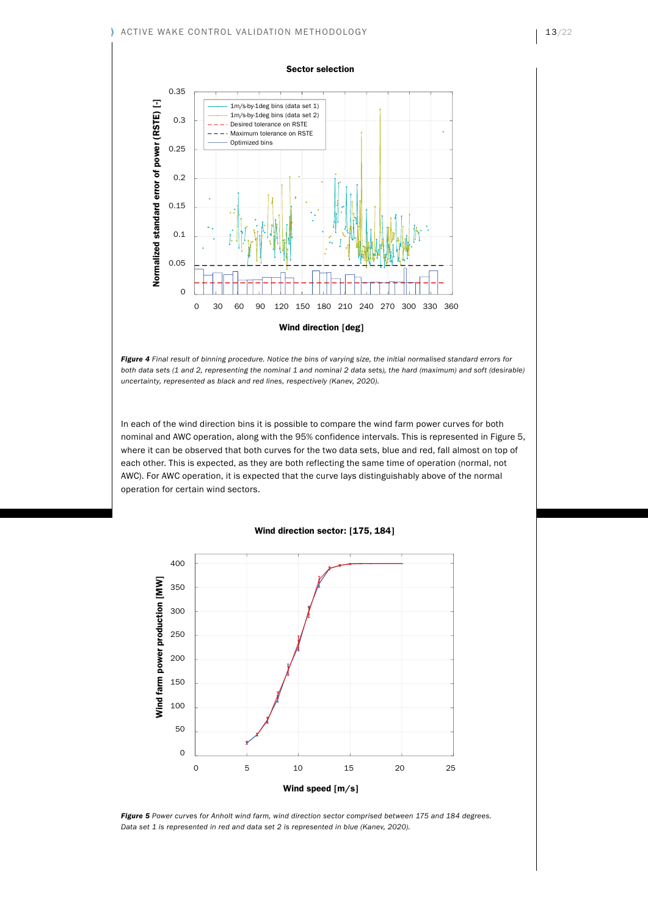*Figure 4 Final result of binning procedure. Notice the bins of varying size, the initial normalised standard errors for both data sets (1 and 2, representing the nominal 1 and nominal 2 data sets), the hard (maximum) and soft (desirable) uncertainty, represented as black and red lines, respectively (Kanev, 2020).*

In each of the wind direction bins it is possible to compare the wind farm power curves for both nominal and AWC operation, along with the 95% confidence intervals. This is represented in Figure 5, where it can be observed that both curves for the two data sets, blue and red, fall almost on top of each other. This is expected, as they are both reflecting the same time of operation (normal, not AWC). For AWC operation, it is expected that the curve lays distinguishably above of the normal operation for certain wind sectors.

*Figure 5 Power curves for Anholt wind farm, wind direction sector comprised between 175 and 184 degrees. Data set 1 is represented in red and data set 2 is represented in blue (Kanev, 2020).*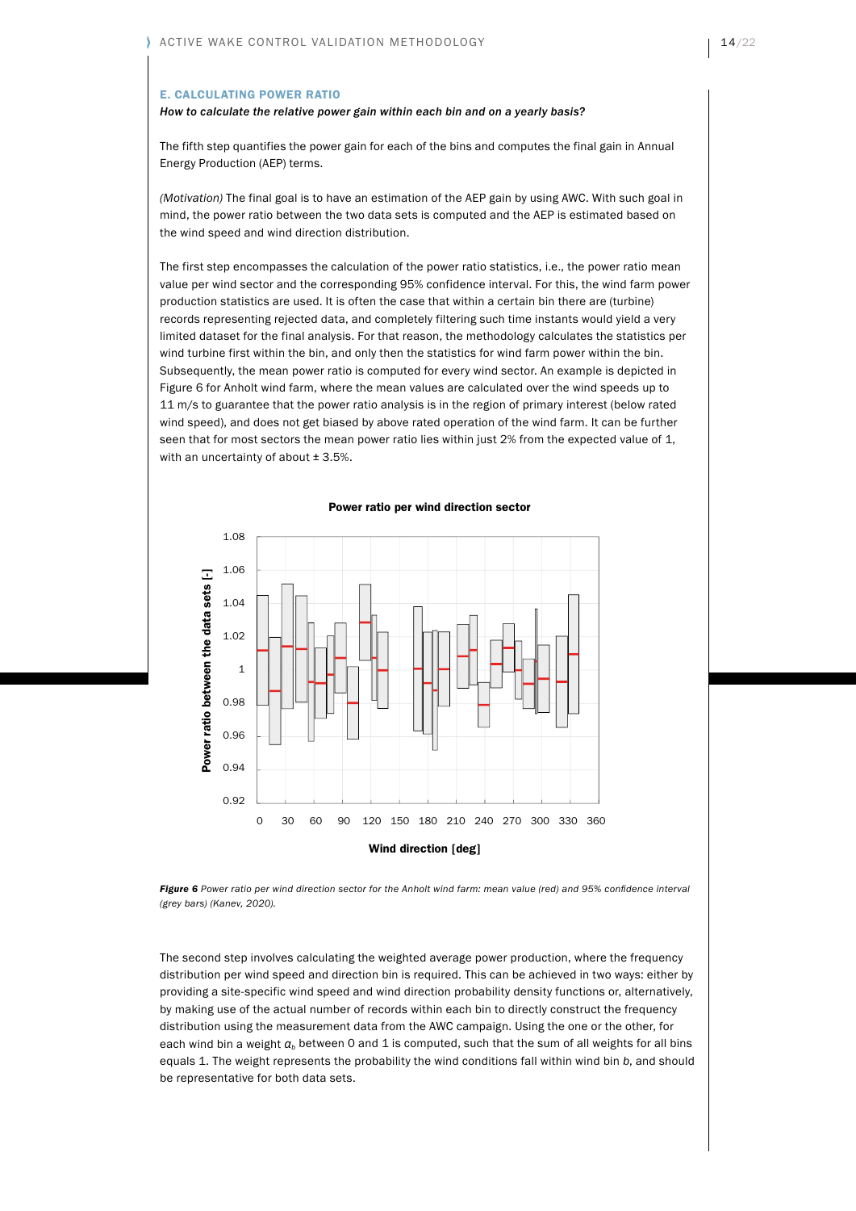### E. CALCULATING POWER RATIO

***How to calculate the relative power gain within each bin and on a yearly basis?***

The fifth step quantifies the power gain for each of the bins and computes the final gain in Annual Energy Production (AEP) terms.

*(Motivation)* The final goal is to have an estimation of the AEP gain by using AWC. With such goal in mind, the power ratio between the two data sets is computed and the AEP is estimated based on the wind speed and wind direction distribution.

The first step encompasses the calculation of the power ratio statistics, i.e., the power ratio mean value per wind sector and the corresponding 95% confidence interval. For this, the wind farm power production statistics are used. It is often the case that within a certain bin there are (turbine) records representing rejected data, and completely filtering such time instants would yield a very limited dataset for the final analysis. For that reason, the methodology calculates the statistics per wind turbine first within the bin, and only then the statistics for wind farm power within the bin. Subsequently, the mean power ratio is computed for every wind sector. An example is depicted in Figure 6 for Anholt wind farm, where the mean values are calculated over the wind speeds up to 11 m/s to guarantee that the power ratio analysis is in the region of primary interest (below rated wind speed), and does not get biased by above rated operation of the wind farm. It can be further seen that for most sectors the mean power ratio lies within just 2% from the expected value of 1, with an uncertainty of about ± 3.5%.

***Figure 6*** *Power ratio per wind direction sector for the Anholt wind farm: mean value (red) and 95% confidence interval (grey bars) (Kanev, 2020).*

The second step involves calculating the weighted average power production, where the frequency distribution per wind speed and direction bin is required. This can be achieved in two ways: either by providing a site-specific wind speed and wind direction probability density functions or, alternatively, by making use of the actual number of records within each bin to directly construct the frequency distribution using the measurement data from the AWC campaign. Using the one or the other, for each wind bin a weight $\alpha_b$ between 0 and 1 is computed, such that the sum of all weights for all bins equals 1. The weight represents the probability the wind conditions fall within wind bin $b$, and should be representative for both data sets.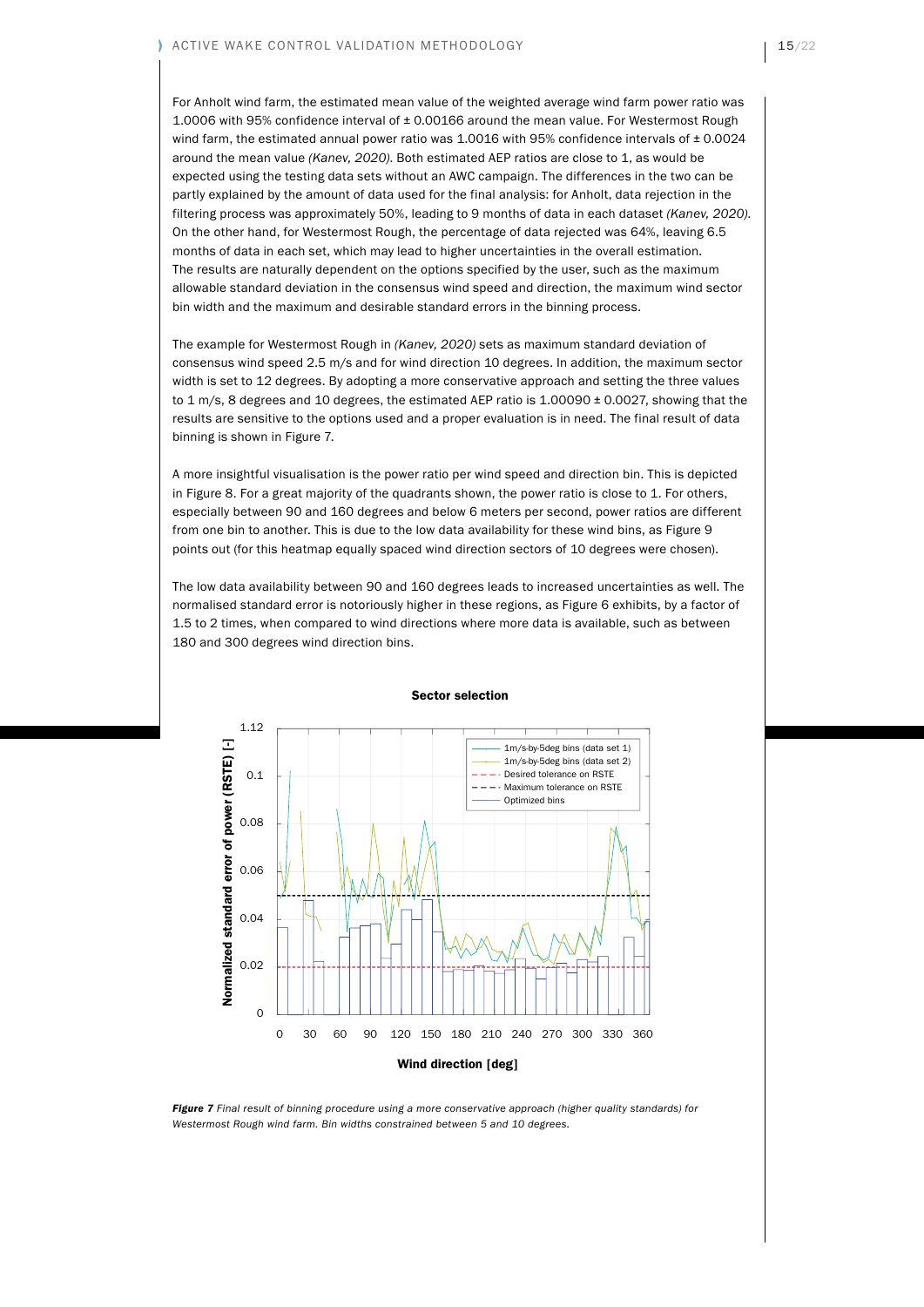For Anholt wind farm, the estimated mean value of the weighted average wind farm power ratio was 1.0006 with 95% confidence interval of ± 0.00166 around the mean value. For Westermost Rough wind farm, the estimated annual power ratio was 1.0016 with 95% confidence intervals of ± 0.0024 around the mean value *(Kanev, 2020)*. Both estimated AEP ratios are close to 1, as would be expected using the testing data sets without an AWC campaign. The differences in the two can be partly explained by the amount of data used for the final analysis: for Anholt, data rejection in the filtering process was approximately 50%, leading to 9 months of data in each dataset *(Kanev, 2020)*. On the other hand, for Westermost Rough, the percentage of data rejected was 64%, leaving 6.5 months of data in each set, which may lead to higher uncertainties in the overall estimation. The results are naturally dependent on the options specified by the user, such as the maximum allowable standard deviation in the consensus wind speed and direction, the maximum wind sector bin width and the maximum and desirable standard errors in the binning process.

The example for Westermost Rough in *(Kanev, 2020)* sets as maximum standard deviation of consensus wind speed 2.5 m/s and for wind direction 10 degrees. In addition, the maximum sector width is set to 12 degrees. By adopting a more conservative approach and setting the three values to 1 m/s, 8 degrees and 10 degrees, the estimated AEP ratio is 1.00090 ± 0.0027, showing that the results are sensitive to the options used and a proper evaluation is in need. The final result of data binning is shown in Figure 7.

A more insightful visualisation is the power ratio per wind speed and direction bin. This is depicted in Figure 8. For a great majority of the quadrants shown, the power ratio is close to 1. For others, especially between 90 and 160 degrees and below 6 meters per second, power ratios are different from one bin to another. This is due to the low data availability for these wind bins, as Figure 9 points out (for this heatmap equally spaced wind direction sectors of 10 degrees were chosen).

The low data availability between 90 and 160 degrees leads to increased uncertainties as well. The normalised standard error is notoriously higher in these regions, as Figure 6 exhibits, by a factor of 1.5 to 2 times, when compared to wind directions where more data is available, such as between 180 and 300 degrees wind direction bins.

***Figure 7*** *Final result of binning procedure using a more conservative approach (higher quality standards) for Westermost Rough wind farm. Bin widths constrained between 5 and 10 degrees.*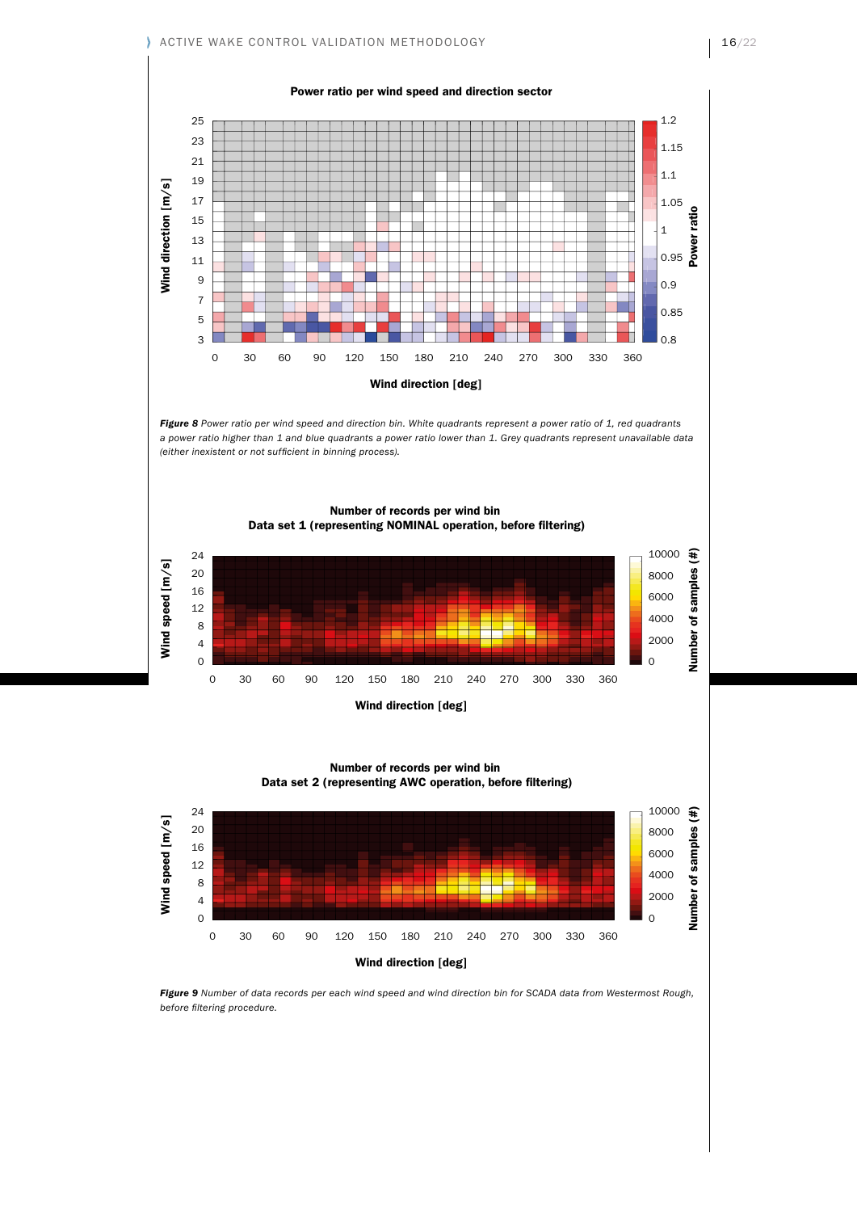*Figure 8* *Power ratio per wind speed and direction bin. White quadrants represent a power ratio of 1, red quadrants a power ratio higher than 1 and blue quadrants a power ratio lower than 1. Grey quadrants represent unavailable data (either inexistent or not sufficient in binning process).*

*Figure 9* *Number of data records per each wind speed and wind direction bin for SCADA data from Westermost Rough, before filtering procedure.*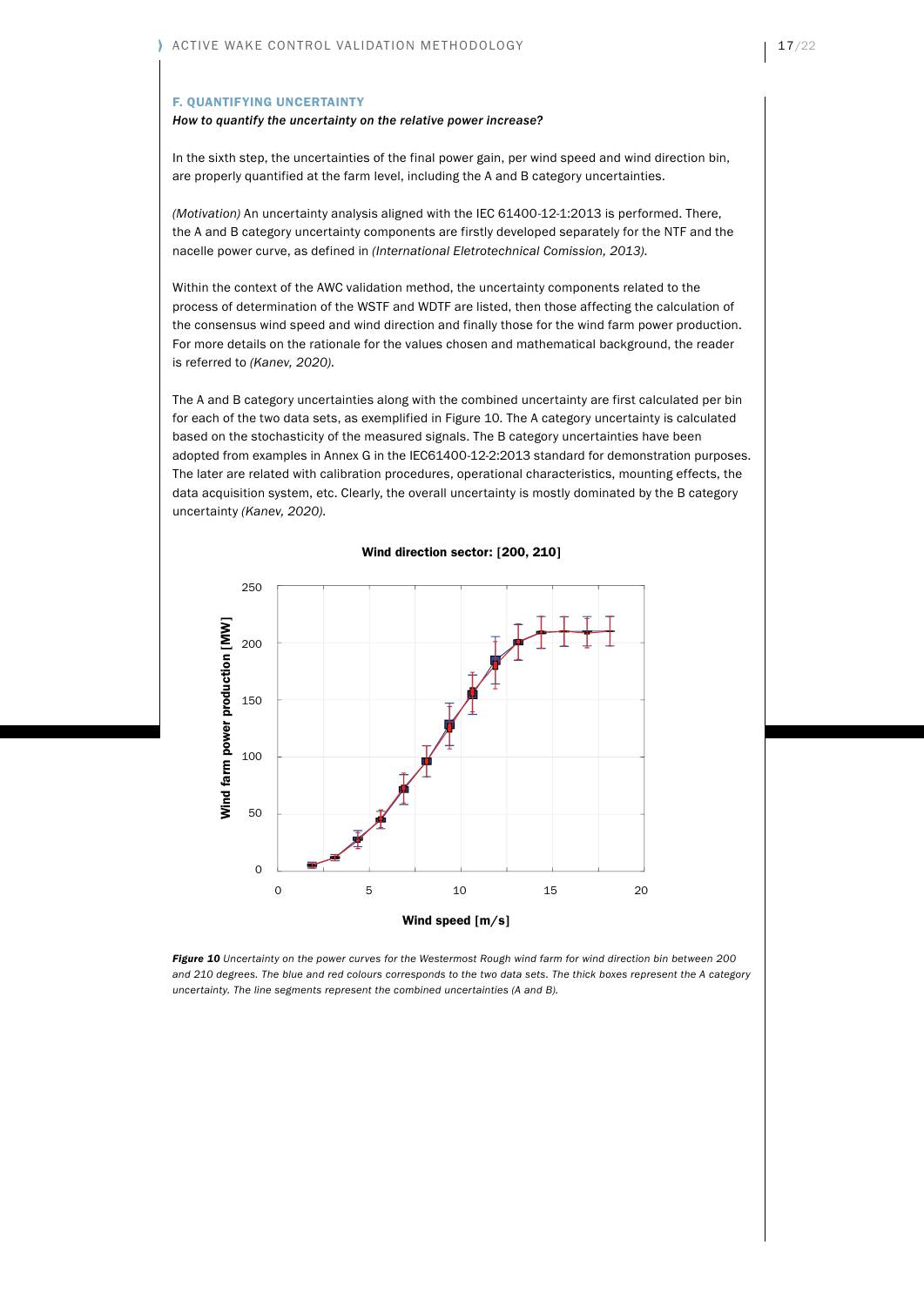## F. QUANTIFYING UNCERTAINTY

***How to quantify the uncertainty on the relative power increase?***

In the sixth step, the uncertainties of the final power gain, per wind speed and wind direction bin, are properly quantified at the farm level, including the A and B category uncertainties.

*(Motivation)* An uncertainty analysis aligned with the IEC 61400-12-1:2013 is performed. There, the A and B category uncertainty components are firstly developed separately for the NTF and the nacelle power curve, as defined in *(International Eletrotechnical Comission, 2013)*.

Within the context of the AWC validation method, the uncertainty components related to the process of determination of the WSTF and WDTF are listed, then those affecting the calculation of the consensus wind speed and wind direction and finally those for the wind farm power production. For more details on the rationale for the values chosen and mathematical background, the reader is referred to *(Kanev, 2020)*.

The A and B category uncertainties along with the combined uncertainty are first calculated per bin for each of the two data sets, as exemplified in Figure 10. The A category uncertainty is calculated based on the stochasticity of the measured signals. The B category uncertainties have been adopted from examples in Annex G in the IEC61400-12-2:2013 standard for demonstration purposes. The later are related with calibration procedures, operational characteristics, mounting effects, the data acquisition system, etc. Clearly, the overall uncertainty is mostly dominated by the B category uncertainty *(Kanev, 2020)*.

***Figure 10*** *Uncertainty on the power curves for the Westermost Rough wind farm for wind direction bin between 200 and 210 degrees. The blue and red colours corresponds to the two data sets. The thick boxes represent the A category uncertainty. The line segments represent the combined uncertainties (A and B).*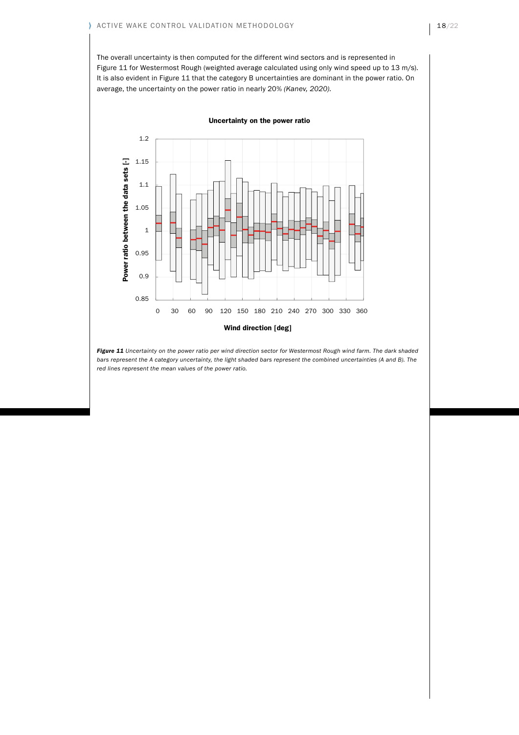The overall uncertainty is then computed for the different wind sectors and is represented in Figure 11 for Westermost Rough (weighted average calculated using only wind speed up to 13 m/s). It is also evident in Figure 11 that the category B uncertainties are dominant in the power ratio. On average, the uncertainty on the power ratio in nearly 20% *(Kanev, 2020)*.

***Figure 11*** *Uncertainty on the power ratio per wind direction sector for Westermost Rough wind farm. The dark shaded bars represent the A category uncertainty, the light shaded bars represent the combined uncertainties (A and B). The red lines represent the mean values of the power ratio.*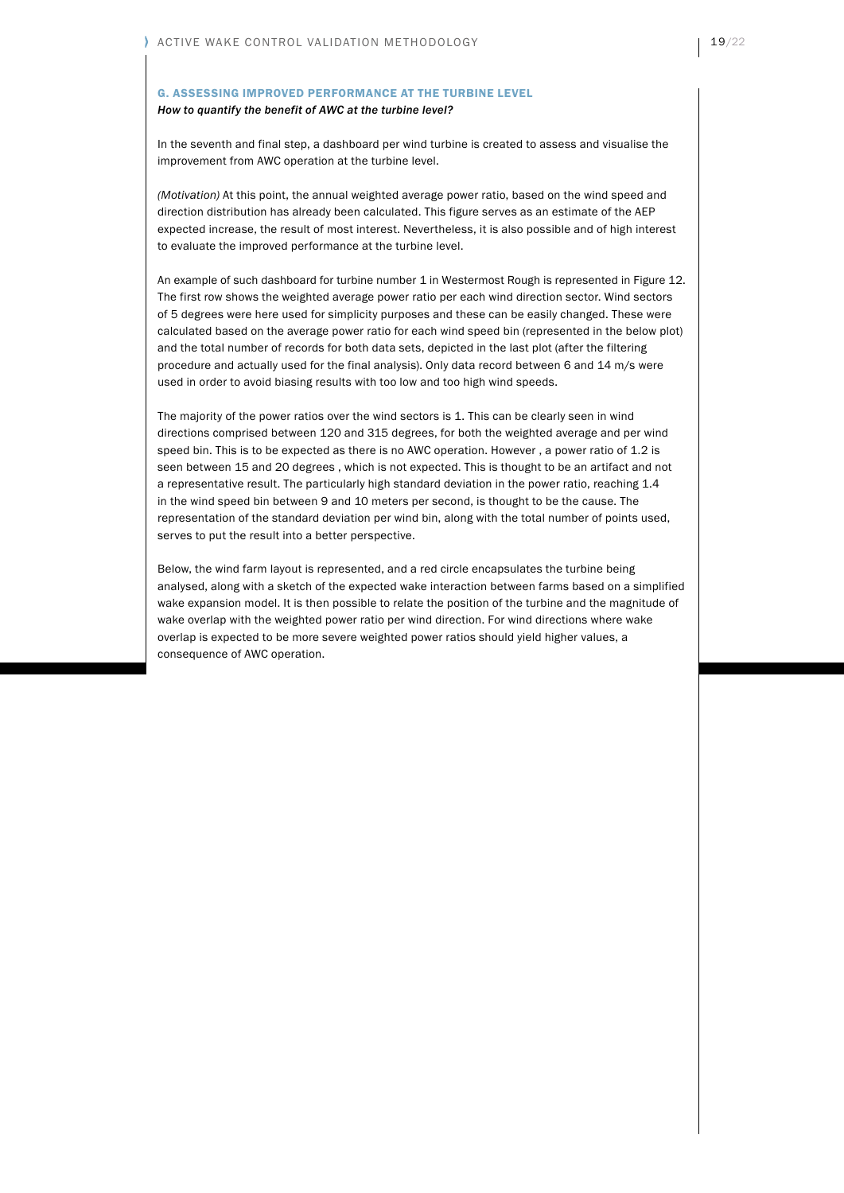## G. ASSESSING IMPROVED PERFORMANCE AT THE TURBINE LEVEL

***How to quantify the benefit of AWC at the turbine level?***

In the seventh and final step, a dashboard per wind turbine is created to assess and visualise the improvement from AWC operation at the turbine level.

*(Motivation)* At this point, the annual weighted average power ratio, based on the wind speed and direction distribution has already been calculated. This figure serves as an estimate of the AEP expected increase, the result of most interest. Nevertheless, it is also possible and of high interest to evaluate the improved performance at the turbine level.

An example of such dashboard for turbine number 1 in Westermost Rough is represented in Figure 12. The first row shows the weighted average power ratio per each wind direction sector. Wind sectors of 5 degrees were here used for simplicity purposes and these can be easily changed. These were calculated based on the average power ratio for each wind speed bin (represented in the below plot) and the total number of records for both data sets, depicted in the last plot (after the filtering procedure and actually used for the final analysis). Only data record between 6 and 14 m/s were used in order to avoid biasing results with too low and too high wind speeds.

The majority of the power ratios over the wind sectors is 1. This can be clearly seen in wind directions comprised between 120 and 315 degrees, for both the weighted average and per wind speed bin. This is to be expected as there is no AWC operation. However , a power ratio of 1.2 is seen between 15 and 20 degrees , which is not expected. This is thought to be an artifact and not a representative result. The particularly high standard deviation in the power ratio, reaching 1.4 in the wind speed bin between 9 and 10 meters per second, is thought to be the cause. The representation of the standard deviation per wind bin, along with the total number of points used, serves to put the result into a better perspective.

Below, the wind farm layout is represented, and a red circle encapsulates the turbine being analysed, along with a sketch of the expected wake interaction between farms based on a simplified wake expansion model. It is then possible to relate the position of the turbine and the magnitude of wake overlap with the weighted power ratio per wind direction. For wind directions where wake overlap is expected to be more severe weighted power ratios should yield higher values, a consequence of AWC operation.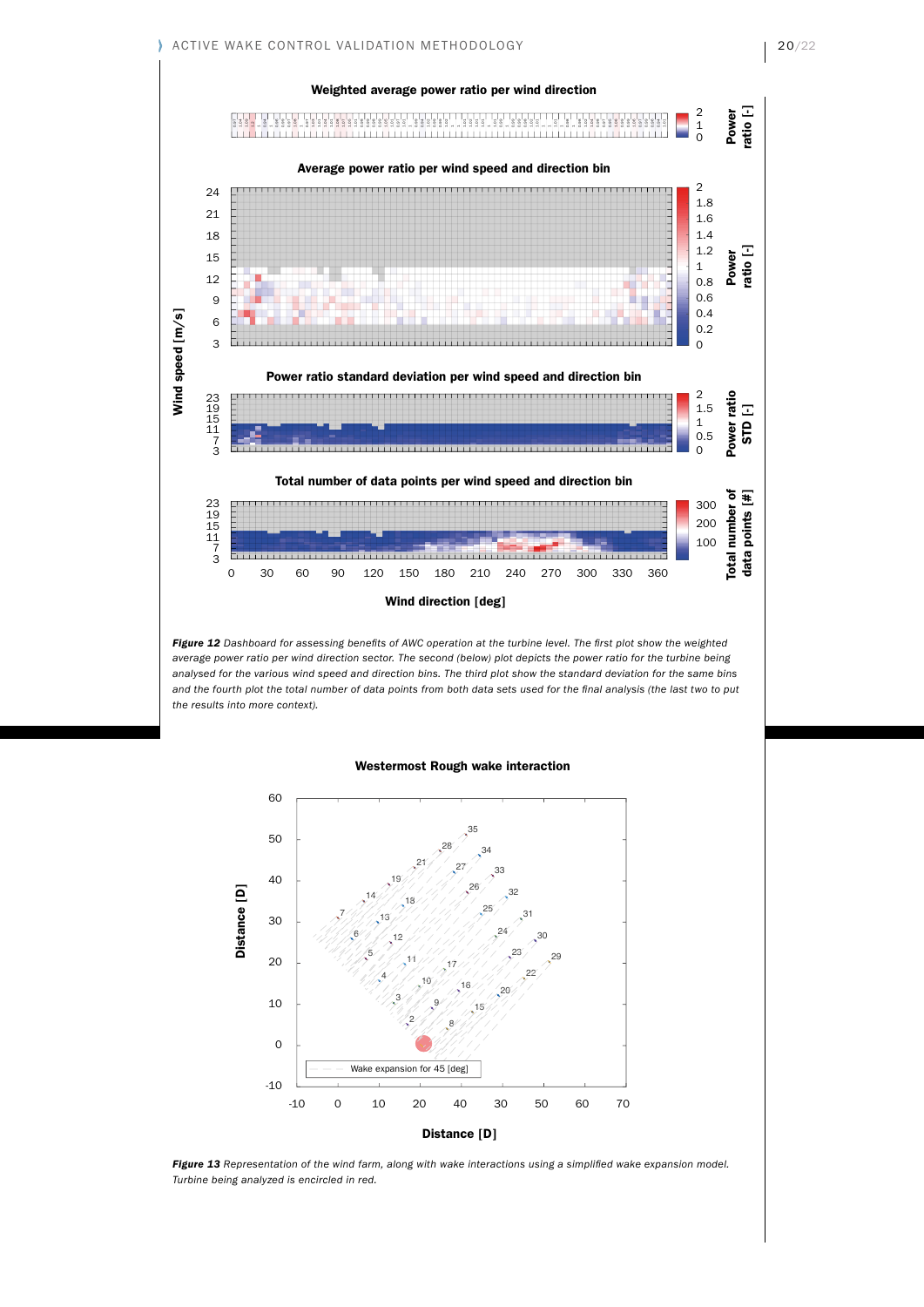*Figure 12 Dashboard for assessing benefits of AWC operation at the turbine level. The first plot show the weighted average power ratio per wind direction sector. The second (below) plot depicts the power ratio for the turbine being analysed for the various wind speed and direction bins. The third plot show the standard deviation for the same bins and the fourth plot the total number of data points from both data sets used for the final analysis (the last two to put the results into more context).*

*Figure 13 Representation of the wind farm, along with wake interactions using a simplified wake expansion model. Turbine being analyzed is encircled in red.*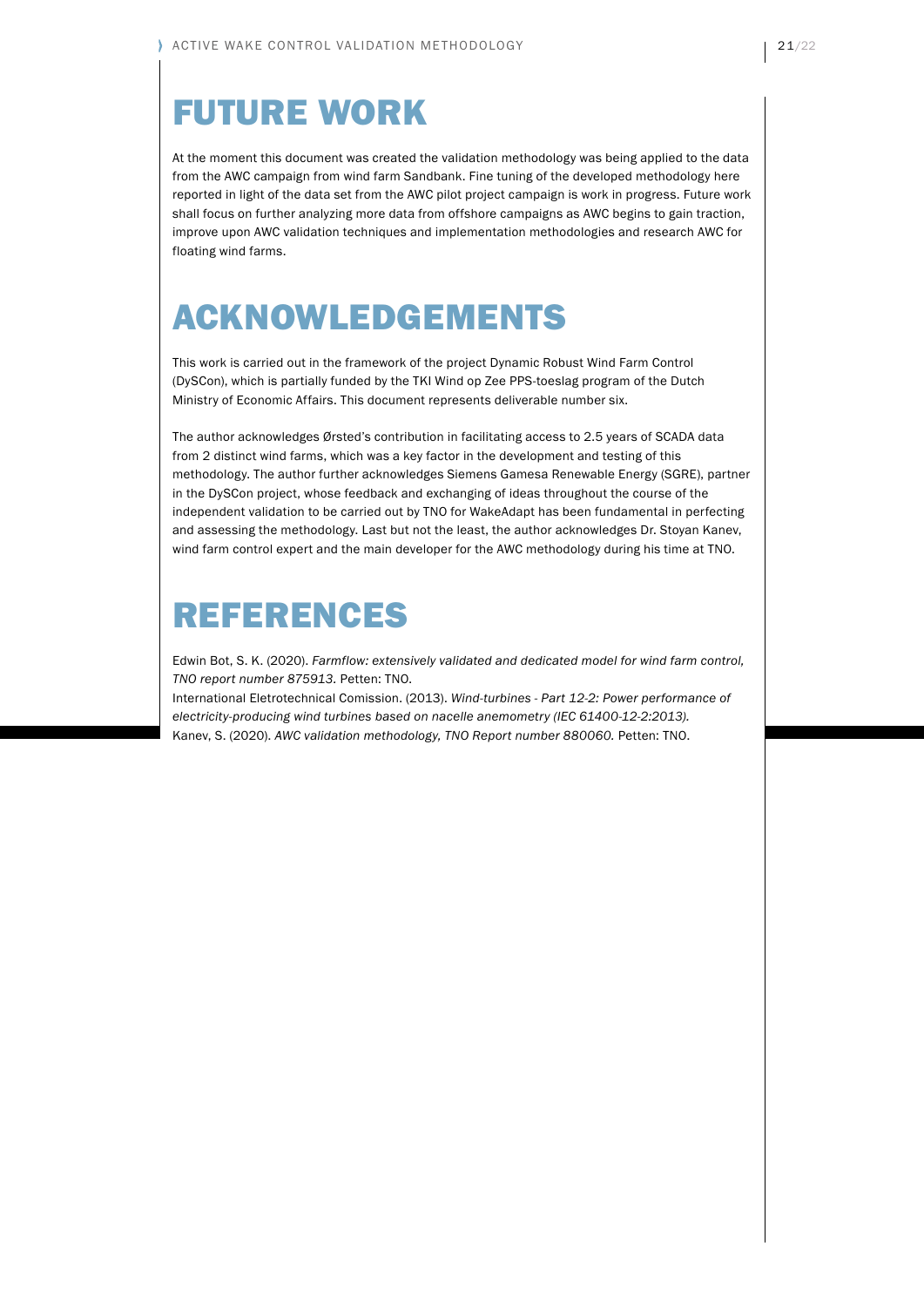# FUTURE WORK

At the moment this document was created the validation methodology was being applied to the data from the AWC campaign from wind farm Sandbank. Fine tuning of the developed methodology here reported in light of the data set from the AWC pilot project campaign is work in progress. Future work shall focus on further analyzing more data from offshore campaigns as AWC begins to gain traction, improve upon AWC validation techniques and implementation methodologies and research AWC for floating wind farms.

# ACKNOWLEDGEMENTS

This work is carried out in the framework of the project Dynamic Robust Wind Farm Control (DySCon), which is partially funded by the TKI Wind op Zee PPS-toeslag program of the Dutch Ministry of Economic Affairs. This document represents deliverable number six.

The author acknowledges Ørsted's contribution in facilitating access to 2.5 years of SCADA data from 2 distinct wind farms, which was a key factor in the development and testing of this methodology. The author further acknowledges Siemens Gamesa Renewable Energy (SGRE), partner in the DySCon project, whose feedback and exchanging of ideas throughout the course of the independent validation to be carried out by TNO for WakeAdapt has been fundamental in perfecting and assessing the methodology. Last but not the least, the author acknowledges Dr. Stoyan Kanev, wind farm control expert and the main developer for the AWC methodology during his time at TNO.

# REFERENCES

Edwin Bot, S. K. (2020). *Farmflow: extensively validated and dedicated model for wind farm control, TNO report number 875913.* Petten: TNO.

International Eletrotechnical Comission. (2013). *Wind-turbines - Part 12-2: Power performance of electricity-producing wind turbines based on nacelle anemometry (IEC 61400-12-2:2013).*

Kanev, S. (2020). *AWC validation methodology, TNO Report number 880060.* Petten: TNO.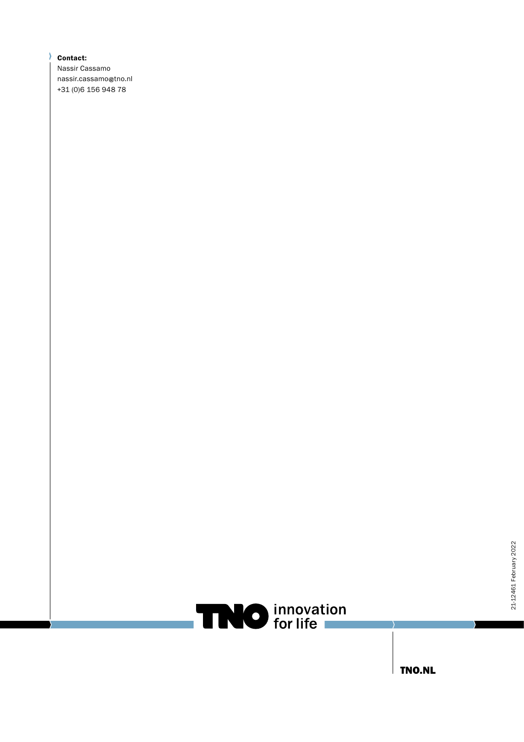**Contact:**
Nassir Cassamo
nassir.cassamo@tno.nl
+31 (0)6 156 948 78

TNO innovation for life

TNO.NL

21-12461 February 2022